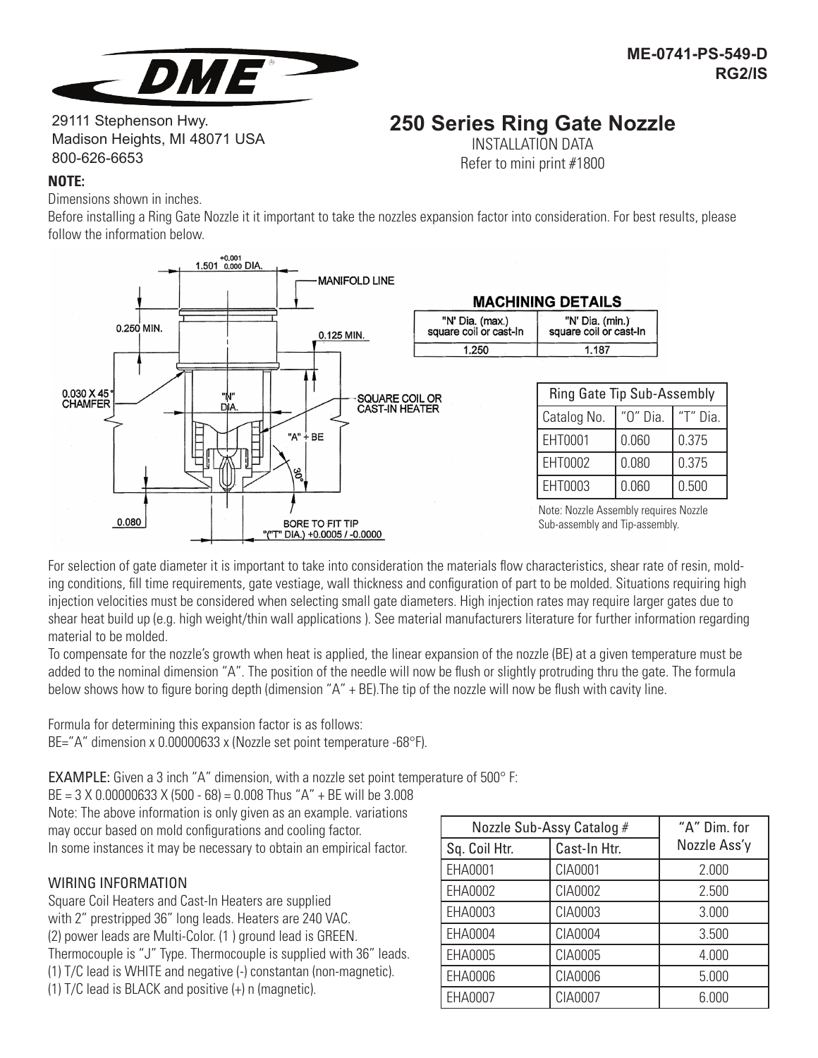ME-0741-PS-549-D
RG2/IS

29111 Stephenson Hwy.
Madison Heights, MI 48071 USA
800-626-6653

# 250 Series Ring Gate Nozzle

INSTALLATION DATA
Refer to mini print #1800

**NOTE:**

Dimensions shown in inches.

Before installing a Ring Gate Nozzle it it important to take the nozzles expansion factor into consideration. For best results, please follow the information below.

**MACHINING DETAILS**

| "N' Dia. (max.) square coil or cast-In | "N' Dia. (min.) square coil or cast-In |
|---|---|
| 1.250 | 1.187 |

| Ring Gate Tip Sub-Assembly | | |
|---|---|---|
| Catalog No. | "O" Dia. | "T" Dia. |
| EHT0001 | 0.060 | 0.375 |
| EHT0002 | 0.080 | 0.375 |
| EHT0003 | 0.060 | 0.500 |

Note: Nozzle Assembly requires Nozzle Sub-assembly and Tip-assembly.

For selection of gate diameter it is important to take into consideration the materials flow characteristics, shear rate of resin, molding conditions, fill time requirements, gate vestiage, wall thickness and configuration of part to be molded. Situations requiring high injection velocities must be considered when selecting small gate diameters. High injection rates may require larger gates due to shear heat build up (e.g. high weight/thin wall applications ). See material manufacturers literature for further information regarding material to be molded.

To compensate for the nozzle's growth when heat is applied, the linear expansion of the nozzle (BE) at a given temperature must be added to the nominal dimension "A". The position of the needle will now be flush or slightly protruding thru the gate. The formula below shows how to figure boring depth (dimension "A" + BE).The tip of the nozzle will now be flush with cavity line.

Formula for determining this expansion factor is as follows:
BE="A" dimension x 0.00000633 x (Nozzle set point temperature -68°F).

EXAMPLE: Given a 3 inch "A" dimension, with a nozzle set point temperature of 500° F:
BE = 3 X 0.00000633 X (500 - 68) = 0.008 Thus "A" + BE will be 3.008

Note: The above information is only given as an example. variations may occur based on mold configurations and cooling factor.
In some instances it may be necessary to obtain an empirical factor.

| Nozzle Sub-Assy Catalog # | | "A" Dim. for Nozzle Ass'y |
|---|---|---|
| Sq. Coil Htr. | Cast-In Htr. | |
| EHA0001 | CIA0001 | 2.000 |
| EHA0002 | CIA0002 | 2.500 |
| EHA0003 | CIA0003 | 3.000 |
| EHA0004 | CIA0004 | 3.500 |
| EHA0005 | CIA0005 | 4.000 |
| EHA0006 | CIA0006 | 5.000 |
| EHA0007 | CIA0007 | 6.000 |

## WIRING INFORMATION

Square Coil Heaters and Cast-In Heaters are supplied with 2" prestripped 36" long leads. Heaters are 240 VAC.
(2) power leads are Multi-Color. (1 ) ground lead is GREEN.
Thermocouple is "J" Type. Thermocouple is supplied with 36" leads.
(1) T/C lead is WHITE and negative (-) constantan (non-magnetic).
(1) T/C lead is BLACK and positive (+) n (magnetic).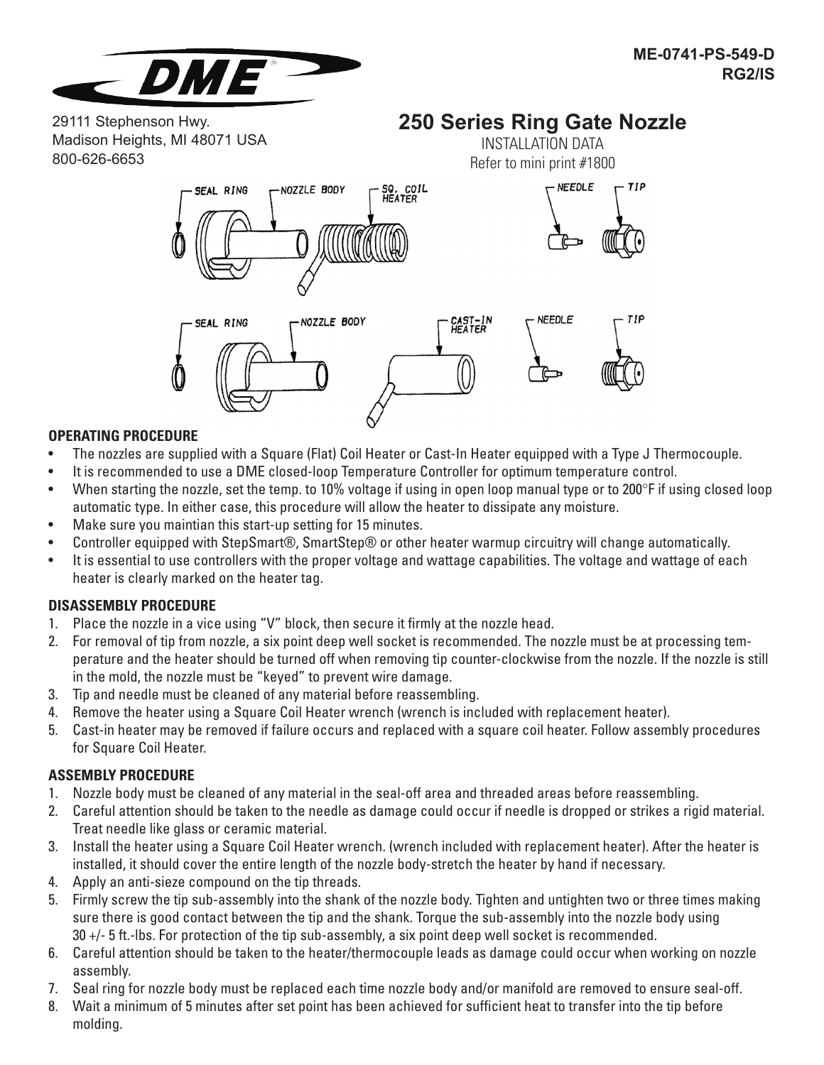ME-0741-PS-549-D
RG2/IS

29111 Stephenson Hwy.
Madison Heights, MI 48071 USA
800-626-6653

# 250 Series Ring Gate Nozzle

INSTALLATION DATA
Refer to mini print #1800

SEAL RING — NOZZLE BODY — SQ. COIL HEATER — NEEDLE — TIP

SEAL RING — NOZZLE BODY — CAST-IN HEATER — NEEDLE — TIP

### OPERATING PROCEDURE

- The nozzles are supplied with a Square (Flat) Coil Heater or Cast-In Heater equipped with a Type J Thermocouple.
- It is recommended to use a DME closed-loop Temperature Controller for optimum temperature control.
- When starting the nozzle, set the temp. to 10% voltage if using in open loop manual type or to 200°F if using closed loop automatic type. In either case, this procedure will allow the heater to dissipate any moisture.
- Make sure you maintian this start-up setting for 15 minutes.
- Controller equipped with StepSmart®, SmartStep® or other heater warmup circuitry will change automatically.
- It is essential to use controllers with the proper voltage and wattage capabilities. The voltage and wattage of each heater is clearly marked on the heater tag.

### DISASSEMBLY PROCEDURE

1. Place the nozzle in a vice using "V" block, then secure it firmly at the nozzle head.
2. For removal of tip from nozzle, a six point deep well socket is recommended. The nozzle must be at processing temperature and the heater should be turned off when removing tip counter-clockwise from the nozzle. If the nozzle is still in the mold, the nozzle must be "keyed" to prevent wire damage.
3. Tip and needle must be cleaned of any material before reassembling.
4. Remove the heater using a Square Coil Heater wrench (wrench is included with replacement heater).
5. Cast-in heater may be removed if failure occurs and replaced with a square coil heater. Follow assembly procedures for Square Coil Heater.

### ASSEMBLY PROCEDURE

1. Nozzle body must be cleaned of any material in the seal-off area and threaded areas before reassembling.
2. Careful attention should be taken to the needle as damage could occur if needle is dropped or strikes a rigid material. Treat needle like glass or ceramic material.
3. Install the heater using a Square Coil Heater wrench. (wrench included with replacement heater). After the heater is installed, it should cover the entire length of the nozzle body-stretch the heater by hand if necessary.
4. Apply an anti-sieze compound on the tip threads.
5. Firmly screw the tip sub-assembly into the shank of the nozzle body. Tighten and untighten two or three times making sure there is good contact between the tip and the shank. Torque the sub-assembly into the nozzle body using 30 +/- 5 ft.-lbs. For protection of the tip sub-assembly, a six point deep well socket is recommended.
6. Careful attention should be taken to the heater/thermocouple leads as damage could occur when working on nozzle assembly.
7. Seal ring for nozzle body must be replaced each time nozzle body and/or manifold are removed to ensure seal-off.
8. Wait a minimum of 5 minutes after set point has been achieved for sufficient heat to transfer into the tip before molding.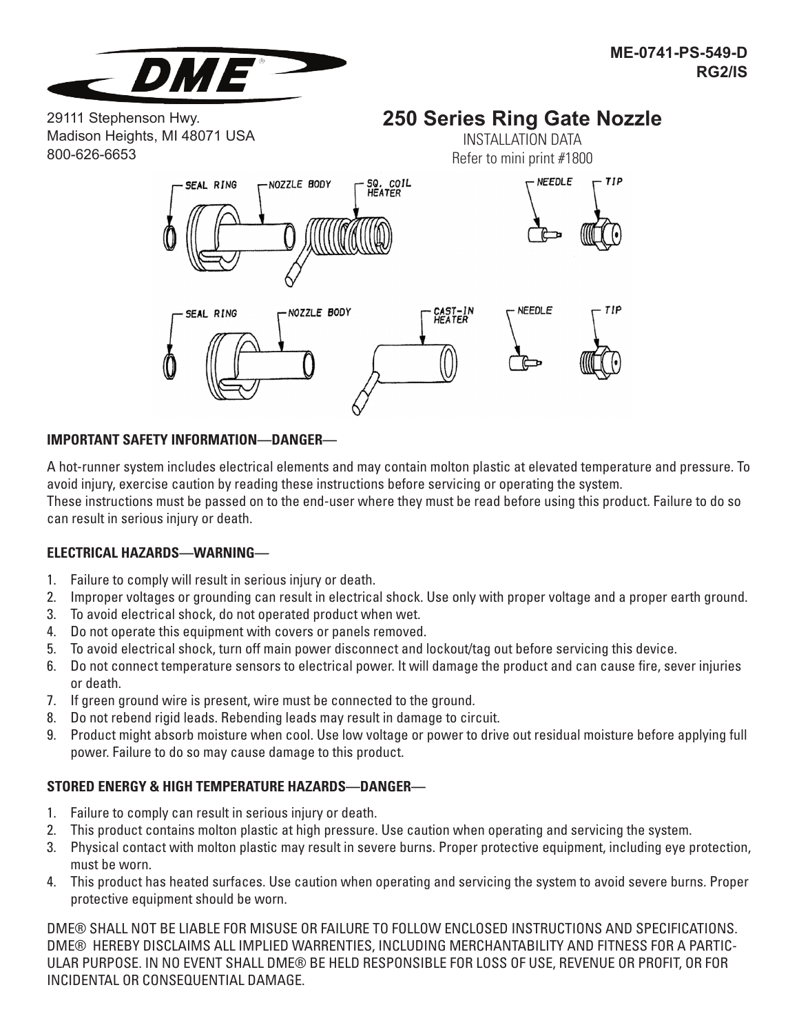ME-0741-PS-549-D
RG2/IS

29111 Stephenson Hwy.
Madison Heights, MI 48071 USA
800-626-6653

# 250 Series Ring Gate Nozzle

INSTALLATION DATA
Refer to mini print #1800

SEAL RING
NOZZLE BODY
SQ. COIL HEATER
NEEDLE
TIP

SEAL RING
NOZZLE BODY
CAST-IN HEATER
NEEDLE
TIP

### IMPORTANT SAFETY INFORMATION—DANGER—

A hot-runner system includes electrical elements and may contain molton plastic at elevated temperature and pressure. To avoid injury, exercise caution by reading these instructions before servicing or operating the system.
These instructions must be passed on to the end-user where they must be read before using this product. Failure to do so can result in serious injury or death.

### ELECTRICAL HAZARDS—WARNING—

1. Failure to comply will result in serious injury or death.
2. Improper voltages or grounding can result in electrical shock. Use only with proper voltage and a proper earth ground.
3. To avoid electrical shock, do not operated product when wet.
4. Do not operate this equipment with covers or panels removed.
5. To avoid electrical shock, turn off main power disconnect and lockout/tag out before servicing this device.
6. Do not connect temperature sensors to electrical power. It will damage the product and can cause fire, sever injuries or death.
7. If green ground wire is present, wire must be connected to the ground.
8. Do not rebend rigid leads. Rebending leads may result in damage to circuit.
9. Product might absorb moisture when cool. Use low voltage or power to drive out residual moisture before applying full power. Failure to do so may cause damage to this product.

### STORED ENERGY & HIGH TEMPERATURE HAZARDS—DANGER—

1. Failure to comply can result in serious injury or death.
2. This product contains molton plastic at high pressure. Use caution when operating and servicing the system.
3. Physical contact with molton plastic may result in severe burns. Proper protective equipment, including eye protection, must be worn.
4. This product has heated surfaces. Use caution when operating and servicing the system to avoid severe burns. Proper protective equipment should be worn.

DME® SHALL NOT BE LIABLE FOR MISUSE OR FAILURE TO FOLLOW ENCLOSED INSTRUCTIONS AND SPECIFICATIONS. DME® HEREBY DISCLAIMS ALL IMPLIED WARRENTIES, INCLUDING MERCHANTABILITY AND FITNESS FOR A PARTICULAR PURPOSE. IN NO EVENT SHALL DME® BE HELD RESPONSIBLE FOR LOSS OF USE, REVENUE OR PROFIT, OR FOR INCIDENTAL OR CONSEQUENTIAL DAMAGE.